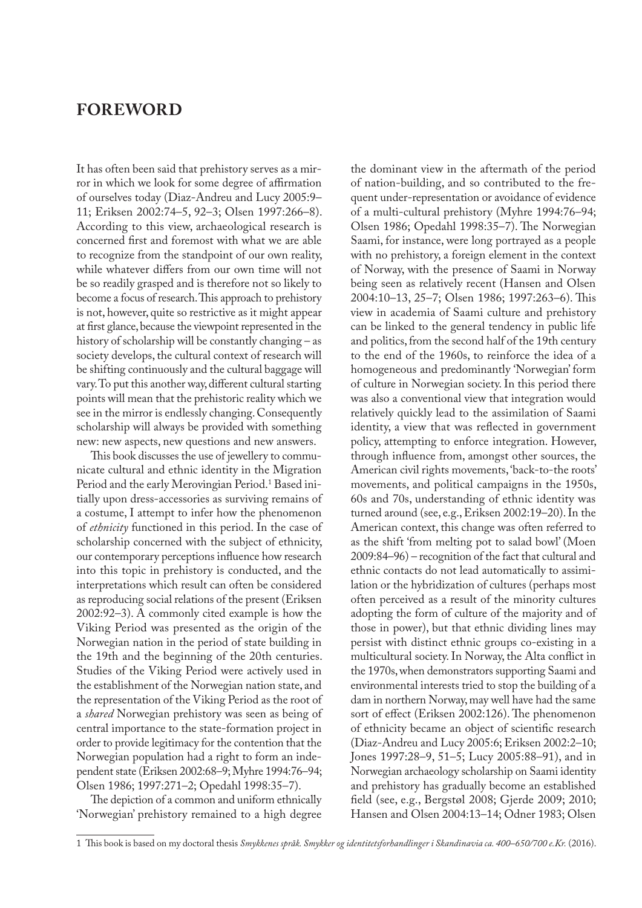# FOREWORD

It has often been said that prehistory serves as a mirror in which we look for some degree of affirmation of ourselves today (Diaz-Andreu and Lucy 2005:9–11; Eriksen 2002:74–5, 92–3; Olsen 1997:266–8). According to this view, archaeological research is concerned first and foremost with what we are able to recognize from the standpoint of our own reality, while whatever differs from our own time will not be so readily grasped and is therefore not so likely to become a focus of research. This approach to prehistory is not, however, quite so restrictive as it might appear at first glance, because the viewpoint represented in the history of scholarship will be constantly changing – as society develops, the cultural context of research will be shifting continuously and the cultural baggage will vary. To put this another way, different cultural starting points will mean that the prehistoric reality which we see in the mirror is endlessly changing. Consequently scholarship will always be provided with something new: new aspects, new questions and new answers.

This book discusses the use of jewellery to communicate cultural and ethnic identity in the Migration Period and the early Merovingian Period.[1] Based initially upon dress-accessories as surviving remains of a costume, I attempt to infer how the phenomenon of *ethnicity* functioned in this period. In the case of scholarship concerned with the subject of ethnicity, our contemporary perceptions influence how research into this topic in prehistory is conducted, and the interpretations which result can often be considered as reproducing social relations of the present (Eriksen 2002:92–3). A commonly cited example is how the Viking Period was presented as the origin of the Norwegian nation in the period of state building in the 19th and the beginning of the 20th centuries. Studies of the Viking Period were actively used in the establishment of the Norwegian nation state, and the representation of the Viking Period as the root of a *shared* Norwegian prehistory was seen as being of central importance to the state-formation project in order to provide legitimacy for the contention that the Norwegian population had a right to form an independent state (Eriksen 2002:68–9; Myhre 1994:76–94; Olsen 1986; 1997:271–2; Opedahl 1998:35–7).

The depiction of a common and uniform ethnically 'Norwegian' prehistory remained to a high degree the dominant view in the aftermath of the period of nation-building, and so contributed to the frequent under-representation or avoidance of evidence of a multi-cultural prehistory (Myhre 1994:76–94; Olsen 1986; Opedahl 1998:35–7). The Norwegian Saami, for instance, were long portrayed as a people with no prehistory, a foreign element in the context of Norway, with the presence of Saami in Norway being seen as relatively recent (Hansen and Olsen 2004:10–13, 25–7; Olsen 1986; 1997:263–6). This view in academia of Saami culture and prehistory can be linked to the general tendency in public life and politics, from the second half of the 19th century to the end of the 1960s, to reinforce the idea of a homogeneous and predominantly 'Norwegian' form of culture in Norwegian society. In this period there was also a conventional view that integration would relatively quickly lead to the assimilation of Saami identity, a view that was reflected in government policy, attempting to enforce integration. However, through influence from, amongst other sources, the American civil rights movements, 'back-to-the roots' movements, and political campaigns in the 1950s, 60s and 70s, understanding of ethnic identity was turned around (see, e.g., Eriksen 2002:19–20). In the American context, this change was often referred to as the shift 'from melting pot to salad bowl' (Moen 2009:84–96) – recognition of the fact that cultural and ethnic contacts do not lead automatically to assimilation or the hybridization of cultures (perhaps most often perceived as a result of the minority cultures adopting the form of culture of the majority and of those in power), but that ethnic dividing lines may persist with distinct ethnic groups co-existing in a multicultural society. In Norway, the Alta conflict in the 1970s, when demonstrators supporting Saami and environmental interests tried to stop the building of a dam in northern Norway, may well have had the same sort of effect (Eriksen 2002:126). The phenomenon of ethnicity became an object of scientific research (Diaz-Andreu and Lucy 2005:6; Eriksen 2002:2–10; Jones 1997:28–9, 51–5; Lucy 2005:88–91), and in Norwegian archaeology scholarship on Saami identity and prehistory has gradually become an established field (see, e.g., Bergstøl 2008; Gjerde 2009; 2010; Hansen and Olsen 2004:13–14; Odner 1983; Olsen

1 This book is based on my doctoral thesis *Smykkenes språk. Smykker og identitetsforhandlinger i Skandinavia ca. 400–650/700 e.Kr.* (2016).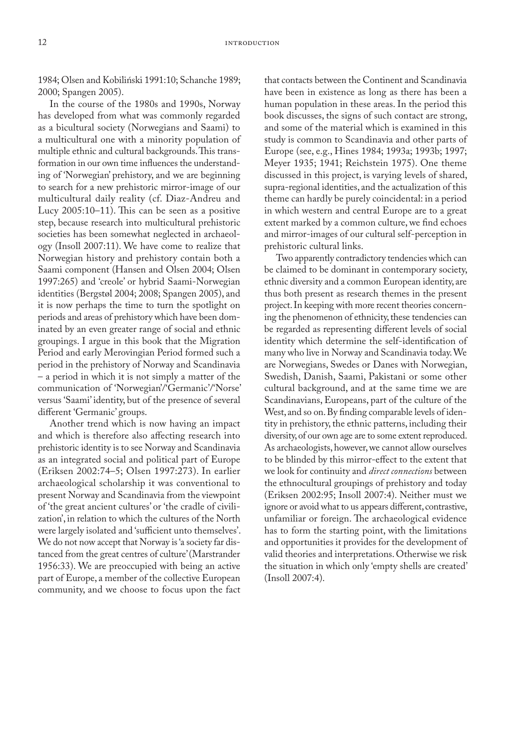1984; Olsen and Kobiliński 1991:10; Schanche 1989; 2000; Spangen 2005).

In the course of the 1980s and 1990s, Norway has developed from what was commonly regarded as a bicultural society (Norwegians and Saami) to a multicultural one with a minority population of multiple ethnic and cultural backgrounds. This transformation in our own time influences the understanding of 'Norwegian' prehistory, and we are beginning to search for a new prehistoric mirror-image of our multicultural daily reality (cf. Diaz-Andreu and Lucy 2005:10–11). This can be seen as a positive step, because research into multicultural prehistoric societies has been somewhat neglected in archaeology (Insoll 2007:11). We have come to realize that Norwegian history and prehistory contain both a Saami component (Hansen and Olsen 2004; Olsen 1997:265) and 'creole' or hybrid Saami-Norwegian identities (Bergstøl 2004; 2008; Spangen 2005), and it is now perhaps the time to turn the spotlight on periods and areas of prehistory which have been dominated by an even greater range of social and ethnic groupings. I argue in this book that the Migration Period and early Merovingian Period formed such a period in the prehistory of Norway and Scandinavia – a period in which it is not simply a matter of the communication of 'Norwegian'/'Germanic'/'Norse' versus 'Saami' identity, but of the presence of several different 'Germanic' groups.

Another trend which is now having an impact and which is therefore also affecting research into prehistoric identity is to see Norway and Scandinavia as an integrated social and political part of Europe (Eriksen 2002:74–5; Olsen 1997:273). In earlier archaeological scholarship it was conventional to present Norway and Scandinavia from the viewpoint of 'the great ancient cultures' or 'the cradle of civilization', in relation to which the cultures of the North were largely isolated and 'sufficient unto themselves'. We do not now accept that Norway is 'a society far distanced from the great centres of culture' (Marstrander 1956:33). We are preoccupied with being an active part of Europe, a member of the collective European community, and we choose to focus upon the fact that contacts between the Continent and Scandinavia have been in existence as long as there has been a human population in these areas. In the period this book discusses, the signs of such contact are strong, and some of the material which is examined in this study is common to Scandinavia and other parts of Europe (see, e.g., Hines 1984; 1993a; 1993b; 1997; Meyer 1935; 1941; Reichstein 1975). One theme discussed in this project, is varying levels of shared, supra-regional identities, and the actualization of this theme can hardly be purely coincidental: in a period in which western and central Europe are to a great extent marked by a common culture, we find echoes and mirror-images of our cultural self-perception in prehistoric cultural links.

Two apparently contradictory tendencies which can be claimed to be dominant in contemporary society, ethnic diversity and a common European identity, are thus both present as research themes in the present project. In keeping with more recent theories concerning the phenomenon of ethnicity, these tendencies can be regarded as representing different levels of social identity which determine the self-identification of many who live in Norway and Scandinavia today. We are Norwegians, Swedes or Danes with Norwegian, Swedish, Danish, Saami, Pakistani or some other cultural background, and at the same time we are Scandinavians, Europeans, part of the culture of the West, and so on. By finding comparable levels of identity in prehistory, the ethnic patterns, including their diversity, of our own age are to some extent reproduced. As archaeologists, however, we cannot allow ourselves to be blinded by this mirror-effect to the extent that we look for continuity and *direct connections* between the ethnocultural groupings of prehistory and today (Eriksen 2002:95; Insoll 2007:4). Neither must we ignore or avoid what to us appears different, contrastive, unfamiliar or foreign. The archaeological evidence has to form the starting point, with the limitations and opportunities it provides for the development of valid theories and interpretations. Otherwise we risk the situation in which only 'empty shells are created' (Insoll 2007:4).